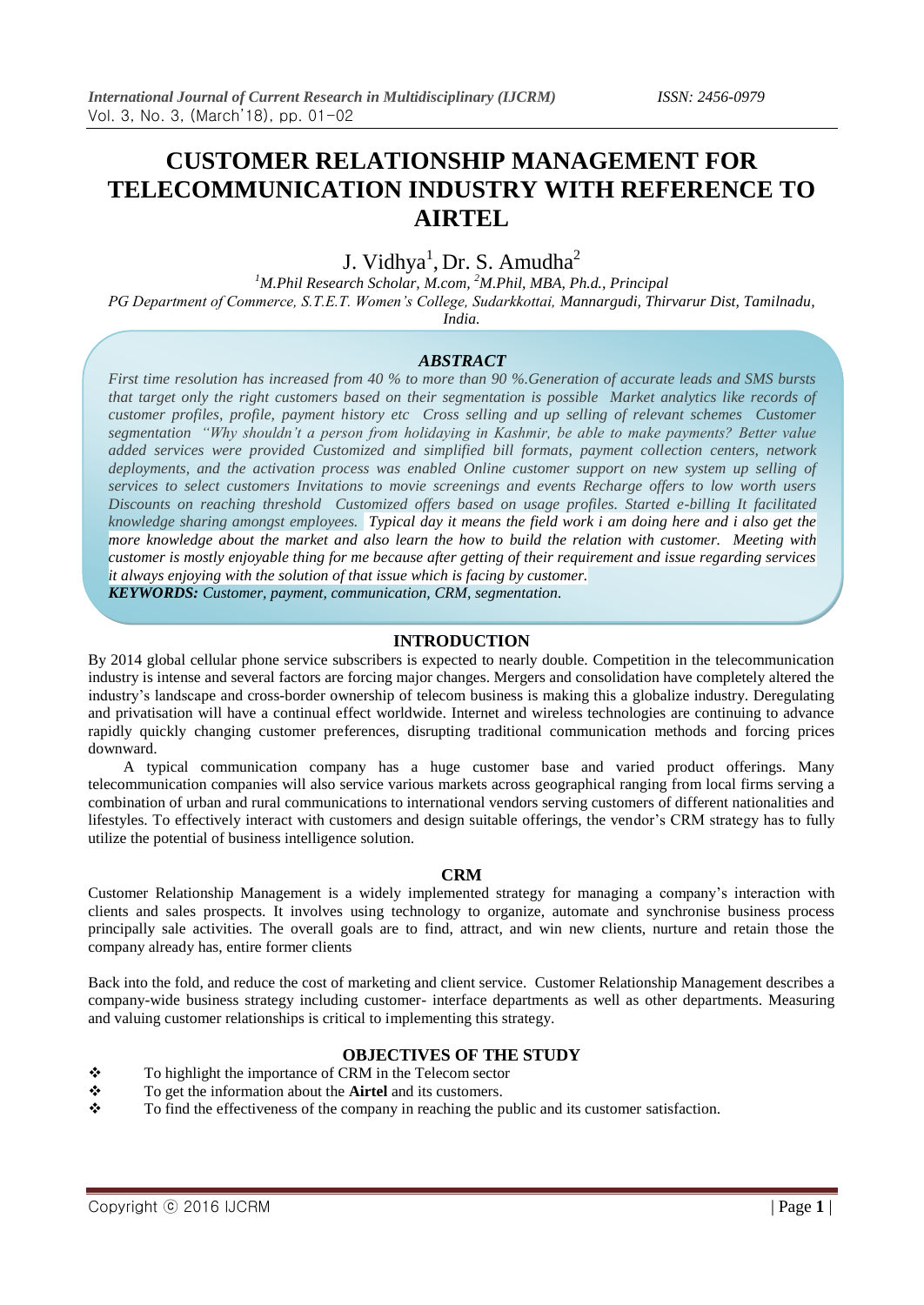# CUSTOMER RELATIONSHIP MANAGEMENT FOR TELECOMMUNICATION INDUSTRY WITH REFERENCE TO AIRTEL

J. Vidhya[1], Dr. S. Amudha[2]

[1]*M.Phil Research Scholar, M.com,* [2]*M.Phil, MBA, Ph.d., Principal*
*PG Department of Commerce, S.T.E.T. Women's College, Sudarkkottai, Mannargudi, Thirvarur Dist, Tamilnadu, India.*

### *ABSTRACT*

*First time resolution has increased from 40 % to more than 90 %.Generation of accurate leads and SMS bursts that target only the right customers based on their segmentation is possible Market analytics like records of customer profiles, profile, payment history etc Cross selling and up selling of relevant schemes Customer segmentation "Why shouldn't a person from holidaying in Kashmir, be able to make payments? Better value added services were provided Customized and simplified bill formats, payment collection centers, network deployments, and the activation process was enabled Online customer support on new system up selling of services to select customers Invitations to movie screenings and events Recharge offers to low worth users Discounts on reaching threshold Customized offers based on usage profiles. Started e-billing It facilitated knowledge sharing amongst employees. Typical day it means the field work i am doing here and i also get the more knowledge about the market and also learn the how to build the relation with customer. Meeting with customer is mostly enjoyable thing for me because after getting of their requirement and issue regarding services it always enjoying with the solution of that issue which is facing by customer.*

***KEYWORDS:*** *Customer, payment, communication, CRM, segmentation.*

## INTRODUCTION

By 2014 global cellular phone service subscribers is expected to reach nearly double. Competition in the telecommunication industry is intense and several factors are forcing major changes. Mergers and consolidation have completely altered the industry's landscape and cross-border ownership of telecom business is making this a globalize industry. Deregulating and privatisation will have a continual effect worldwide. Internet and wireless technologies are continuing to advance rapidly quickly changing customer preferences, disrupting traditional communication methods and forcing prices downward.

A typical communication company has a huge customer base and varied product offerings. Many telecommunication companies will also service various markets across geographical ranging from local firms serving a combination of urban and rural communications to international vendors serving customers of different nationalities and lifestyles. To effectively interact with customers and design suitable offerings, the vendor's CRM strategy has to fully utilize the potential of business intelligence solution.

## CRM

Customer Relationship Management is a widely implemented strategy for managing a company's interaction with clients and sales prospects. It involves using technology to organize, automate and synchronise business process principally sale activities. The overall goals are to find, attract, and win new clients, nurture and retain those the company already has, entire former clients

Back into the fold, and reduce the cost of marketing and client service. Customer Relationship Management describes a company-wide business strategy including customer- interface departments as well as other departments. Measuring and valuing customer relationships is critical to implementing this strategy.

## OBJECTIVES OF THE STUDY

- To highlight the importance of CRM in the Telecom sector
- To get the information about the **Airtel** and its customers.
- To find the effectiveness of the company in reaching the public and its customer satisfaction.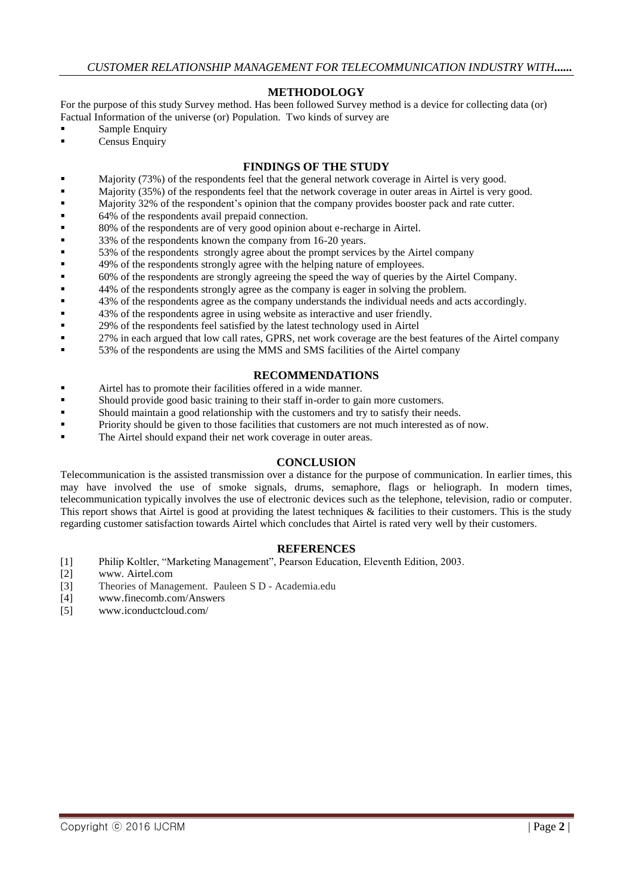## METHODOLOGY

For the purpose of this study Survey method. Has been followed Survey method is a device for collecting data (or) Factual Information of the universe (or) Population. Two kinds of survey are

- Sample Enquiry
- Census Enquiry

## FINDINGS OF THE STUDY

- Majority (73%) of the respondents feel that the general network coverage in Airtel is very good.
- Majority (35%) of the respondents feel that the network coverage in outer areas in Airtel is very good.
- Majority 32% of the respondent's opinion that the company provides booster pack and rate cutter.
- 64% of the respondents avail prepaid connection.
- 80% of the respondents are of very good opinion about e-recharge in Airtel.
- 33% of the respondents known the company from 16-20 years.
- 53% of the respondents strongly agree about the prompt services by the Airtel company
- 49% of the respondents strongly agree with the helping nature of employees.
- 60% of the respondents are strongly agreeing the speed the way of queries by the Airtel Company.
- 44% of the respondents strongly agree as the company is eager in solving the problem.
- 43% of the respondents agree as the company understands the individual needs and acts accordingly.
- 43% of the respondents agree in using website as interactive and user friendly.
- 29% of the respondents feel satisfied by the latest technology used in Airtel
- 27% in each argued that low call rates, GPRS, net work coverage are the best features of the Airtel company
- 53% of the respondents are using the MMS and SMS facilities of the Airtel company

## RECOMMENDATIONS

- Airtel has to promote their facilities offered in a wide manner.
- Should provide good basic training to their staff in-order to gain more customers.
- Should maintain a good relationship with the customers and try to satisfy their needs.
- Priority should be given to those facilities that customers are not much interested as of now.
- The Airtel should expand their net work coverage in outer areas.

## CONCLUSION

Telecommunication is the assisted transmission over a distance for the purpose of communication. In earlier times, this may have involved the use of smoke signals, drums, semaphore, flags or heliograph. In modern times, telecommunication typically involves the use of electronic devices such as the telephone, television, radio or computer. This report shows that Airtel is good at providing the latest techniques & facilities to their customers. This is the study regarding customer satisfaction towards Airtel which concludes that Airtel is rated very well by their customers.

## REFERENCES

[1] Philip Koltler, "Marketing Management", Pearson Education, Eleventh Edition, 2003.
[2] www. Airtel.com
[3] Theories of Management. Pauleen S D - Academia.edu
[4] www.finecomb.com/Answers
[5] www.iconductcloud.com/